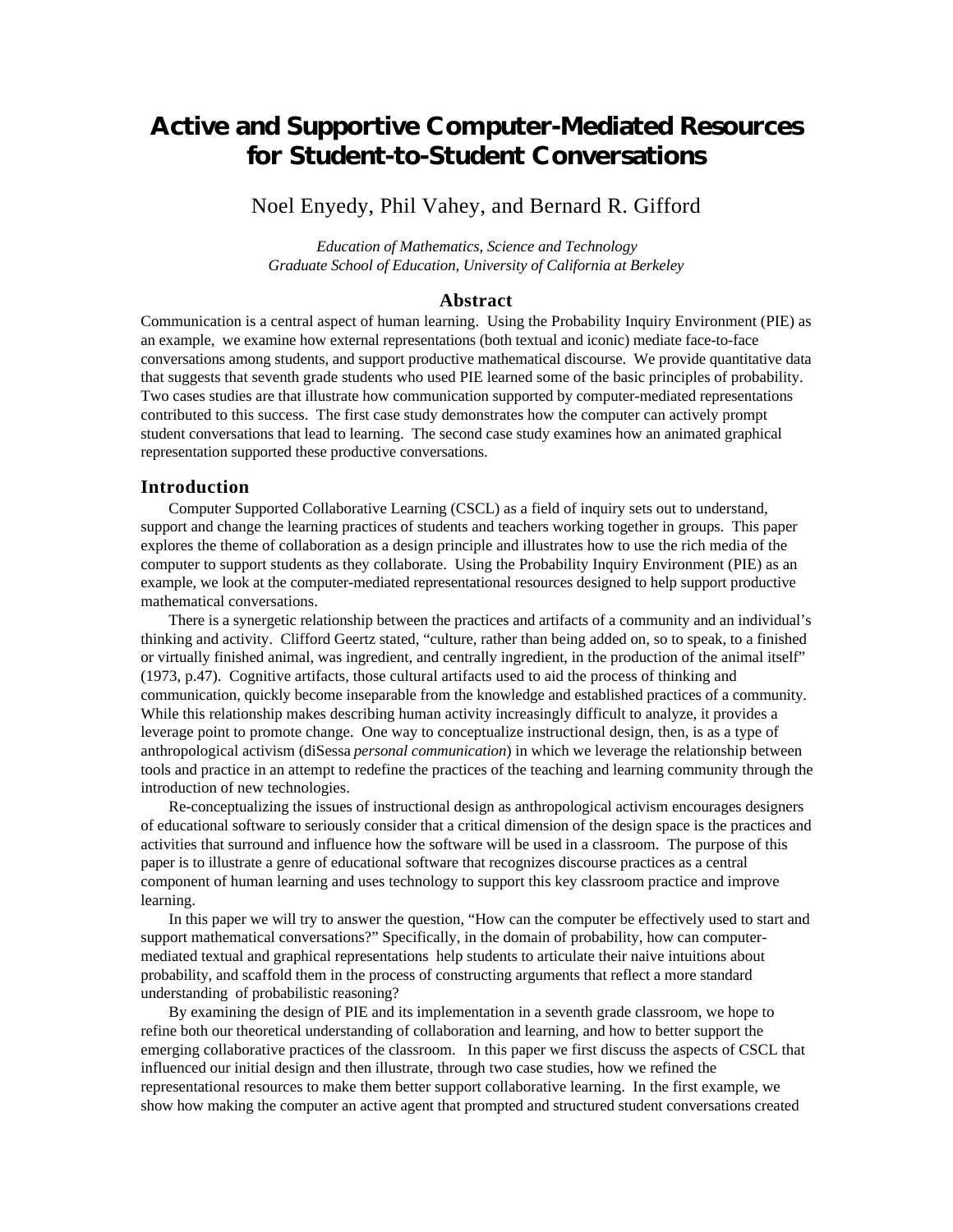# Active and Supportive Computer-Mediated Resources for Student-to-Student Conversations

Noel Enyedy, Phil Vahey, and Bernard R. Gifford

*Education of Mathematics, Science and Technology*
*Graduate School of Education, University of California at Berkeley*

## Abstract

Communication is a central aspect of human learning. Using the Probability Inquiry Environment (PIE) as an example, we examine how external representations (both textual and iconic) mediate face-to-face conversations among students, and support productive mathematical discourse. We provide quantitative data that suggests that seventh grade students who used PIE learned some of the basic principles of probability. Two cases studies are that illustrate how communication supported by computer-mediated representations contributed to this success. The first case study demonstrates how the computer can actively prompt student conversations that lead to learning. The second case study examines how an animated graphical representation supported these productive conversations.

## Introduction

Computer Supported Collaborative Learning (CSCL) as a field of inquiry sets out to understand, support and change the learning practices of students and teachers working together in groups. This paper explores the theme of collaboration as a design principle and illustrates how to use the rich media of the computer to support students as they collaborate. Using the Probability Inquiry Environment (PIE) as an example, we look at the computer-mediated representational resources designed to help support productive mathematical conversations.

There is a synergetic relationship between the practices and artifacts of a community and an individual's thinking and activity. Clifford Geertz stated, "culture, rather than being added on, so to speak, to a finished or virtually finished animal, was ingredient, and centrally ingredient, in the production of the animal itself" (1973, p.47). Cognitive artifacts, those cultural artifacts used to aid the process of thinking and communication, quickly become inseparable from the knowledge and established practices of a community. While this relationship makes describing human activity increasingly difficult to analyze, it provides a leverage point to promote change. One way to conceptualize instructional design, then, is as a type of anthropological activism (diSessa *personal communication*) in which we leverage the relationship between tools and practice in an attempt to redefine the practices of the teaching and learning community through the introduction of new technologies.

Re-conceptualizing the issues of instructional design as anthropological activism encourages designers of educational software to seriously consider that a critical dimension of the design space is the practices and activities that surround and influence how the software will be used in a classroom. The purpose of this paper is to illustrate a genre of educational software that recognizes discourse practices as a central component of human learning and uses technology to support this key classroom practice and improve learning.

In this paper we will try to answer the question, "How can the computer be effectively used to start and support mathematical conversations?" Specifically, in the domain of probability, how can computer-mediated textual and graphical representations help students to articulate their naive intuitions about probability, and scaffold them in the process of constructing arguments that reflect a more standard understanding of probabilistic reasoning?

By examining the design of PIE and its implementation in a seventh grade classroom, we hope to refine both our theoretical understanding of collaboration and learning, and how to better support the emerging collaborative practices of the classroom. In this paper we first discuss the aspects of CSCL that influenced our initial design and then illustrate, through two case studies, how we refined the representational resources to make them better support collaborative learning. In the first example, we show how making the computer an active agent that prompted and structured student conversations created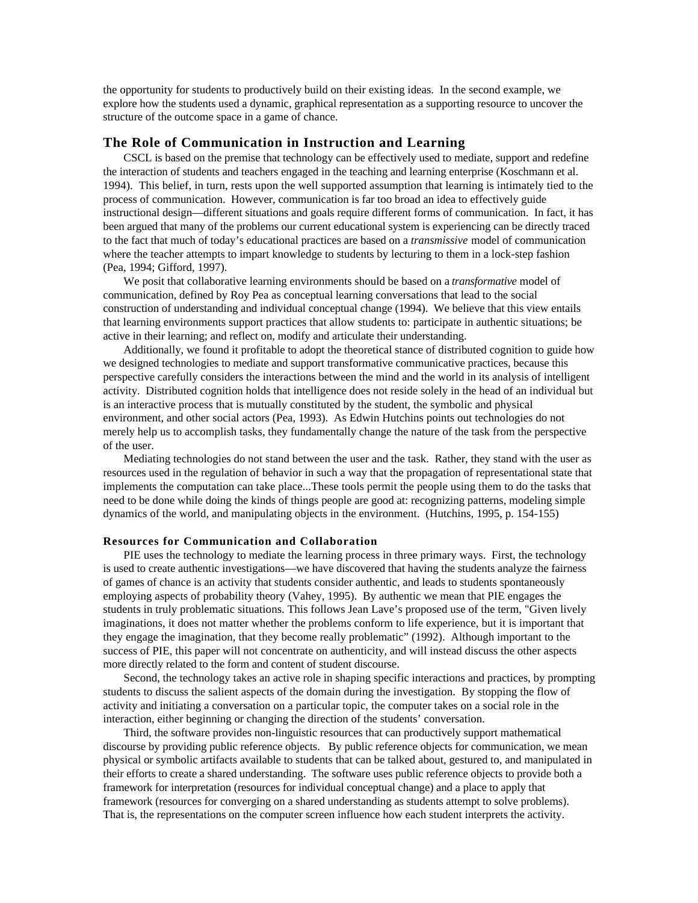the opportunity for students to productively build on their existing ideas. In the second example, we explore how the students used a dynamic, graphical representation as a supporting resource to uncover the structure of the outcome space in a game of chance.

## The Role of Communication in Instruction and Learning

CSCL is based on the premise that technology can be effectively used to mediate, support and redefine the interaction of students and teachers engaged in the teaching and learning enterprise (Koschmann et al. 1994). This belief, in turn, rests upon the well supported assumption that learning is intimately tied to the process of communication. However, communication is far too broad an idea to effectively guide instructional design—different situations and goals require different forms of communication. In fact, it has been argued that many of the problems our current educational system is experiencing can be directly traced to the fact that much of today's educational practices are based on a *transmissive* model of communication where the teacher attempts to impart knowledge to students by lecturing to them in a lock-step fashion (Pea, 1994; Gifford, 1997).

We posit that collaborative learning environments should be based on a *transformative* model of communication, defined by Roy Pea as conceptual learning conversations that lead to the social construction of understanding and individual conceptual change (1994). We believe that this view entails that learning environments support practices that allow students to: participate in authentic situations; be active in their learning; and reflect on, modify and articulate their understanding.

Additionally, we found it profitable to adopt the theoretical stance of distributed cognition to guide how we designed technologies to mediate and support transformative communicative practices, because this perspective carefully considers the interactions between the mind and the world in its analysis of intelligent activity. Distributed cognition holds that intelligence does not reside solely in the head of an individual but is an interactive process that is mutually constituted by the student, the symbolic and physical environment, and other social actors (Pea, 1993). As Edwin Hutchins points out technologies do not merely help us to accomplish tasks, they fundamentally change the nature of the task from the perspective of the user.

Mediating technologies do not stand between the user and the task. Rather, they stand with the user as resources used in the regulation of behavior in such a way that the propagation of representational state that implements the computation can take place...These tools permit the people using them to do the tasks that need to be done while doing the kinds of things people are good at: recognizing patterns, modeling simple dynamics of the world, and manipulating objects in the environment. (Hutchins, 1995, p. 154-155)

### Resources for Communication and Collaboration

PIE uses the technology to mediate the learning process in three primary ways. First, the technology is used to create authentic investigations—we have discovered that having the students analyze the fairness of games of chance is an activity that students consider authentic, and leads to students spontaneously employing aspects of probability theory (Vahey, 1995). By authentic we mean that PIE engages the students in truly problematic situations. This follows Jean Lave's proposed use of the term, "Given lively imaginations, it does not matter whether the problems conform to life experience, but it is important that they engage the imagination, that they become really problematic" (1992). Although important to the success of PIE, this paper will not concentrate on authenticity, and will instead discuss the other aspects more directly related to the form and content of student discourse.

Second, the technology takes an active role in shaping specific interactions and practices, by prompting students to discuss the salient aspects of the domain during the investigation. By stopping the flow of activity and initiating a conversation on a particular topic, the computer takes on a social role in the interaction, either beginning or changing the direction of the students' conversation.

Third, the software provides non-linguistic resources that can productively support mathematical discourse by providing public reference objects. By public reference objects for communication, we mean physical or symbolic artifacts available to students that can be talked about, gestured to, and manipulated in their efforts to create a shared understanding. The software uses public reference objects to provide both a framework for interpretation (resources for individual conceptual change) and a place to apply that framework (resources for converging on a shared understanding as students attempt to solve problems). That is, the representations on the computer screen influence how each student interprets the activity.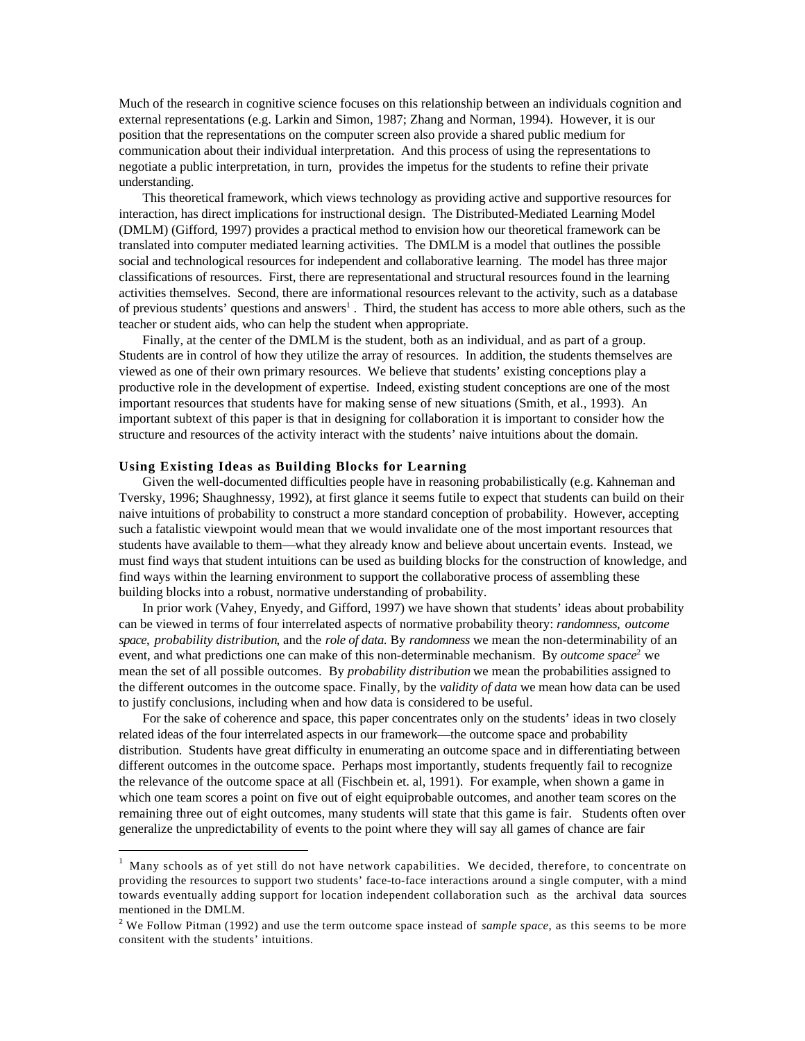Much of the research in cognitive science focuses on this relationship between an individuals cognition and external representations (e.g. Larkin and Simon, 1987; Zhang and Norman, 1994). However, it is our position that the representations on the computer screen also provide a shared public medium for communication about their individual interpretation. And this process of using the representations to negotiate a public interpretation, in turn, provides the impetus for the students to refine their private understanding.

This theoretical framework, which views technology as providing active and supportive resources for interaction, has direct implications for instructional design. The Distributed-Mediated Learning Model (DMLM) (Gifford, 1997) provides a practical method to envision how our theoretical framework can be translated into computer mediated learning activities. The DMLM is a model that outlines the possible social and technological resources for independent and collaborative learning. The model has three major classifications of resources. First, there are representational and structural resources found in the learning activities themselves. Second, there are informational resources relevant to the activity, such as a database of previous students' questions and answers[1] . Third, the student has access to more able others, such as the teacher or student aids, who can help the student when appropriate.

Finally, at the center of the DMLM is the student, both as an individual, and as part of a group. Students are in control of how they utilize the array of resources. In addition, the students themselves are viewed as one of their own primary resources. We believe that students' existing conceptions play a productive role in the development of expertise. Indeed, existing student conceptions are one of the most important resources that students have for making sense of new situations (Smith, et al., 1993). An important subtext of this paper is that in designing for collaboration it is important to consider how the structure and resources of the activity interact with the students' naive intuitions about the domain.

### Using Existing Ideas as Building Blocks for Learning

Given the well-documented difficulties people have in reasoning probabilistically (e.g. Kahneman and Tversky, 1996; Shaughnessy, 1992), at first glance it seems futile to expect that students can build on their naive intuitions of probability to construct a more standard conception of probability. However, accepting such a fatalistic viewpoint would mean that we would invalidate one of the most important resources that students have available to them—what they already know and believe about uncertain events. Instead, we must find ways that student intuitions can be used as building blocks for the construction of knowledge, and find ways within the learning environment to support the collaborative process of assembling these building blocks into a robust, normative understanding of probability.

In prior work (Vahey, Enyedy, and Gifford, 1997) we have shown that students' ideas about probability can be viewed in terms of four interrelated aspects of normative probability theory: *randomness*, *outcome space*, *probability distribution*, and the *role of data.* By *randomness* we mean the non-determinability of an event, and what predictions one can make of this non-determinable mechanism. By *outcome space*[2] we mean the set of all possible outcomes. By *probability distribution* we mean the probabilities assigned to the different outcomes in the outcome space. Finally, by the *validity of data* we mean how data can be used to justify conclusions, including when and how data is considered to be useful.

For the sake of coherence and space, this paper concentrates only on the students' ideas in two closely related ideas of the four interrelated aspects in our framework—the outcome space and probability distribution. Students have great difficulty in enumerating an outcome space and in differentiating between different outcomes in the outcome space. Perhaps most importantly, students frequently fail to recognize the relevance of the outcome space at all (Fischbein et. al, 1991). For example, when shown a game in which one team scores a point on five out of eight equiprobable outcomes, and another team scores on the remaining three out of eight outcomes, many students will state that this game is fair. Students often over generalize the unpredictability of events to the point where they will say all games of chance are fair

---

[1] Many schools as of yet still do not have network capabilities. We decided, therefore, to concentrate on providing the resources to support two students' face-to-face interactions around a single computer, with a mind towards eventually adding support for location independent collaboration such as the archival data sources mentioned in the DMLM.

[2] We Follow Pitman (1992) and use the term outcome space instead of *sample space*, as this seems to be more consitent with the students' intuitions.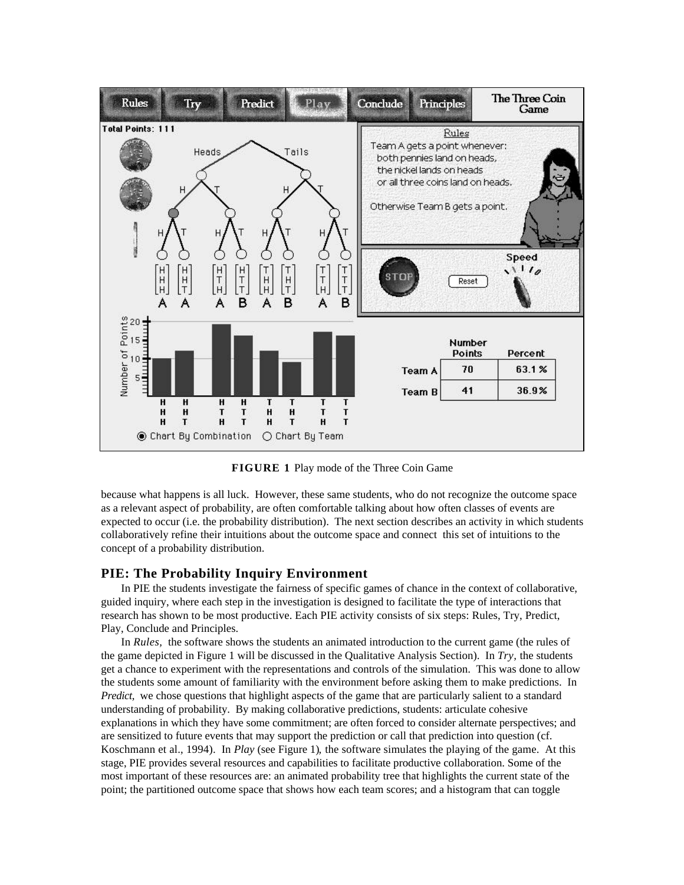**FIGURE 1** Play mode of the Three Coin Game

because what happens is all luck. However, these same students, who do not recognize the outcome space as a relevant aspect of probability, are often comfortable talking about how often classes of events are expected to occur (i.e. the probability distribution). The next section describes an activity in which students collaboratively refine their intuitions about the outcome space and connect this set of intuitions to the concept of a probability distribution.

## PIE: The Probability Inquiry Environment

In PIE the students investigate the fairness of specific games of chance in the context of collaborative, guided inquiry, where each step in the investigation is designed to facilitate the type of interactions that research has shown to be most productive. Each PIE activity consists of six steps: Rules, Try, Predict, Play, Conclude and Principles.

In *Rules*, the software shows the students an animated introduction to the current game (the rules of the game depicted in Figure 1 will be discussed in the Qualitative Analysis Section). In *Try*, the students get a chance to experiment with the representations and controls of the simulation. This was done to allow the students some amount of familiarity with the environment before asking them to make predictions. In *Predict*, we chose questions that highlight aspects of the game that are particularly salient to a standard understanding of probability. By making collaborative predictions, students: articulate cohesive explanations in which they have some commitment; are often forced to consider alternate perspectives; and are sensitized to future events that may support the prediction or call that prediction into question (cf. Koschmann et al., 1994). In *Play* (see Figure 1), the software simulates the playing of the game. At this stage, PIE provides several resources and capabilities to facilitate productive collaboration. Some of the most important of these resources are: an animated probability tree that highlights the current state of the point; the partitioned outcome space that shows how each team scores; and a histogram that can toggle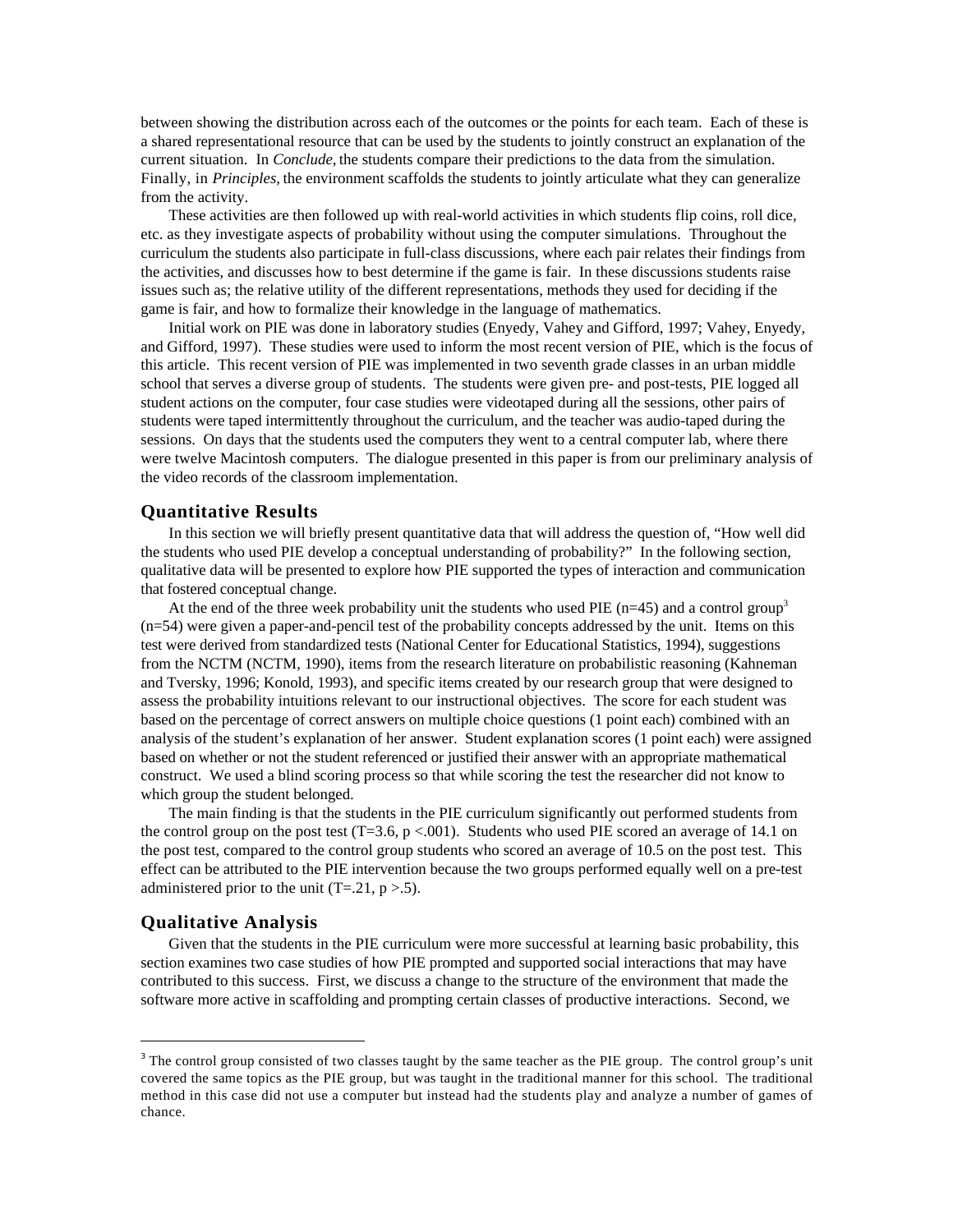between showing the distribution across each of the outcomes or the points for each team. Each of these is a shared representational resource that can be used by the students to jointly construct an explanation of the current situation. In *Conclude,* the students compare their predictions to the data from the simulation. Finally, in *Principles,* the environment scaffolds the students to jointly articulate what they can generalize from the activity.

These activities are then followed up with real-world activities in which students flip coins, roll dice, etc. as they investigate aspects of probability without using the computer simulations. Throughout the curriculum the students also participate in full-class discussions, where each pair relates their findings from the activities, and discusses how to best determine if the game is fair. In these discussions students raise issues such as; the relative utility of the different representations, methods they used for deciding if the game is fair, and how to formalize their knowledge in the language of mathematics.

Initial work on PIE was done in laboratory studies (Enyedy, Vahey and Gifford, 1997; Vahey, Enyedy, and Gifford, 1997). These studies were used to inform the most recent version of PIE, which is the focus of this article. This recent version of PIE was implemented in two seventh grade classes in an urban middle school that serves a diverse group of students. The students were given pre- and post-tests, PIE logged all student actions on the computer, four case studies were videotaped during all the sessions, other pairs of students were taped intermittently throughout the curriculum, and the teacher was audio-taped during the sessions. On days that the students used the computers they went to a central computer lab, where there were twelve Macintosh computers. The dialogue presented in this paper is from our preliminary analysis of the video records of the classroom implementation.

## Quantitative Results

In this section we will briefly present quantitative data that will address the question of, "How well did the students who used PIE develop a conceptual understanding of probability?" In the following section, qualitative data will be presented to explore how PIE supported the types of interaction and communication that fostered conceptual change.

At the end of the three week probability unit the students who used PIE (n=45) and a control group[3] (n=54) were given a paper-and-pencil test of the probability concepts addressed by the unit. Items on this test were derived from standardized tests (National Center for Educational Statistics, 1994), suggestions from the NCTM (NCTM, 1990), items from the research literature on probabilistic reasoning (Kahneman and Tversky, 1996; Konold, 1993), and specific items created by our research group that were designed to assess the probability intuitions relevant to our instructional objectives. The score for each student was based on the percentage of correct answers on multiple choice questions (1 point each) combined with an analysis of the student's explanation of her answer. Student explanation scores (1 point each) were assigned based on whether or not the student referenced or justified their answer with an appropriate mathematical construct. We used a blind scoring process so that while scoring the test the researcher did not know to which group the student belonged.

The main finding is that the students in the PIE curriculum significantly out performed students from the control group on the post test ($T=3.6$, $p<.001$). Students who used PIE scored an average of 14.1 on the post test, compared to the control group students who scored an average of 10.5 on the post test. This effect can be attributed to the PIE intervention because the two groups performed equally well on a pre-test administered prior to the unit ($T=.21$, $p>.5$).

## Qualitative Analysis

Given that the students in the PIE curriculum were more successful at learning basic probability, this section examines two case studies of how PIE prompted and supported social interactions that may have contributed to this success. First, we discuss a change to the structure of the environment that made the software more active in scaffolding and prompting certain classes of productive interactions. Second, we

---

[3] The control group consisted of two classes taught by the same teacher as the PIE group. The control group's unit covered the same topics as the PIE group, but was taught in the traditional manner for this school. The traditional method in this case did not use a computer but instead had the students play and analyze a number of games of chance.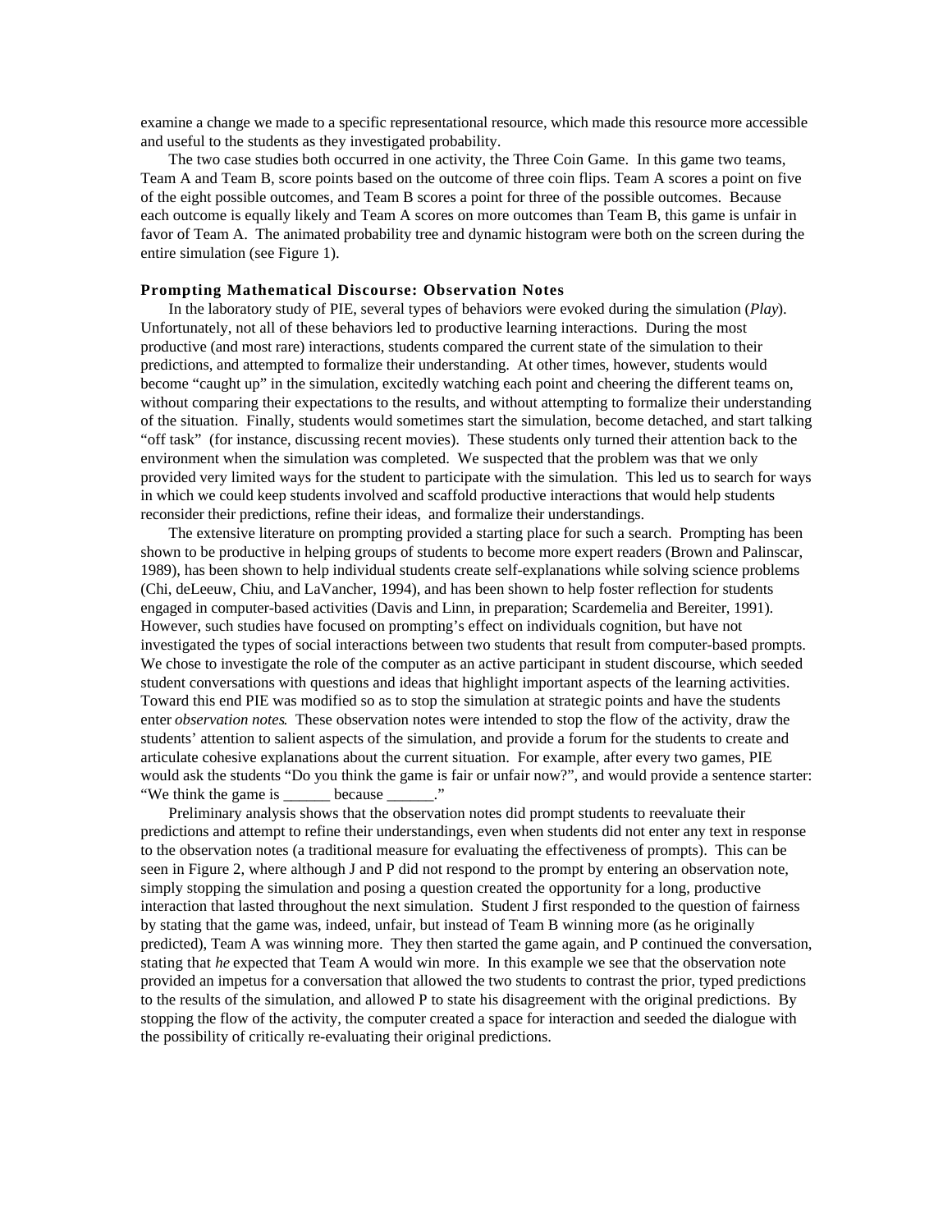examine a change we made to a specific representational resource, which made this resource more accessible and useful to the students as they investigated probability.

The two case studies both occurred in one activity, the Three Coin Game. In this game two teams, Team A and Team B, score points based on the outcome of three coin flips. Team A scores a point on five of the eight possible outcomes, and Team B scores a point for three of the possible outcomes. Because each outcome is equally likely and Team A scores on more outcomes than Team B, this game is unfair in favor of Team A. The animated probability tree and dynamic histogram were both on the screen during the entire simulation (see Figure 1).

### Prompting Mathematical Discourse: Observation Notes

In the laboratory study of PIE, several types of behaviors were evoked during the simulation (*Play*). Unfortunately, not all of these behaviors led to productive learning interactions. During the most productive (and most rare) interactions, students compared the current state of the simulation to their predictions, and attempted to formalize their understanding. At other times, however, students would become "caught up" in the simulation, excitedly watching each point and cheering the different teams on, without comparing their expectations to the results, and without attempting to formalize their understanding of the situation. Finally, students would sometimes start the simulation, become detached, and start talking "off task" (for instance, discussing recent movies). These students only turned their attention back to the environment when the simulation was completed. We suspected that the problem was that we only provided very limited ways for the student to participate with the simulation. This led us to search for ways in which we could keep students involved and scaffold productive interactions that would help students reconsider their predictions, refine their ideas, and formalize their understandings.

The extensive literature on prompting provided a starting place for such a search. Prompting has been shown to be productive in helping groups of students to become more expert readers (Brown and Palinscar, 1989), has been shown to help individual students create self-explanations while solving science problems (Chi, deLeeuw, Chiu, and LaVancher, 1994), and has been shown to help foster reflection for students engaged in computer-based activities (Davis and Linn, in preparation; Scardemelia and Bereiter, 1991). However, such studies have focused on prompting's effect on individuals cognition, but have not investigated the types of social interactions between two students that result from computer-based prompts. We chose to investigate the role of the computer as an active participant in student discourse, which seeded student conversations with questions and ideas that highlight important aspects of the learning activities. Toward this end PIE was modified so as to stop the simulation at strategic points and have the students enter *observation notes*. These observation notes were intended to stop the flow of the activity, draw the students' attention to salient aspects of the simulation, and provide a forum for the students to create and articulate cohesive explanations about the current situation. For example, after every two games, PIE would ask the students "Do you think the game is fair or unfair now?", and would provide a sentence starter: "We think the game is ______ because ______."

Preliminary analysis shows that the observation notes did prompt students to reevaluate their predictions and attempt to refine their understandings, even when students did not enter any text in response to the observation notes (a traditional measure for evaluating the effectiveness of prompts). This can be seen in Figure 2, where although J and P did not respond to the prompt by entering an observation note, simply stopping the simulation and posing a question created the opportunity for a long, productive interaction that lasted throughout the next simulation. Student J first responded to the question of fairness by stating that the game was, indeed, unfair, but instead of Team B winning more (as he originally predicted), Team A was winning more. They then started the game again, and P continued the conversation, stating that *he* expected that Team A would win more. In this example we see that the observation note provided an impetus for a conversation that allowed the two students to contrast the prior, typed predictions to the results of the simulation, and allowed P to state his disagreement with the original predictions. By stopping the flow of the activity, the computer created a space for interaction and seeded the dialogue with the possibility of critically re-evaluating their original predictions.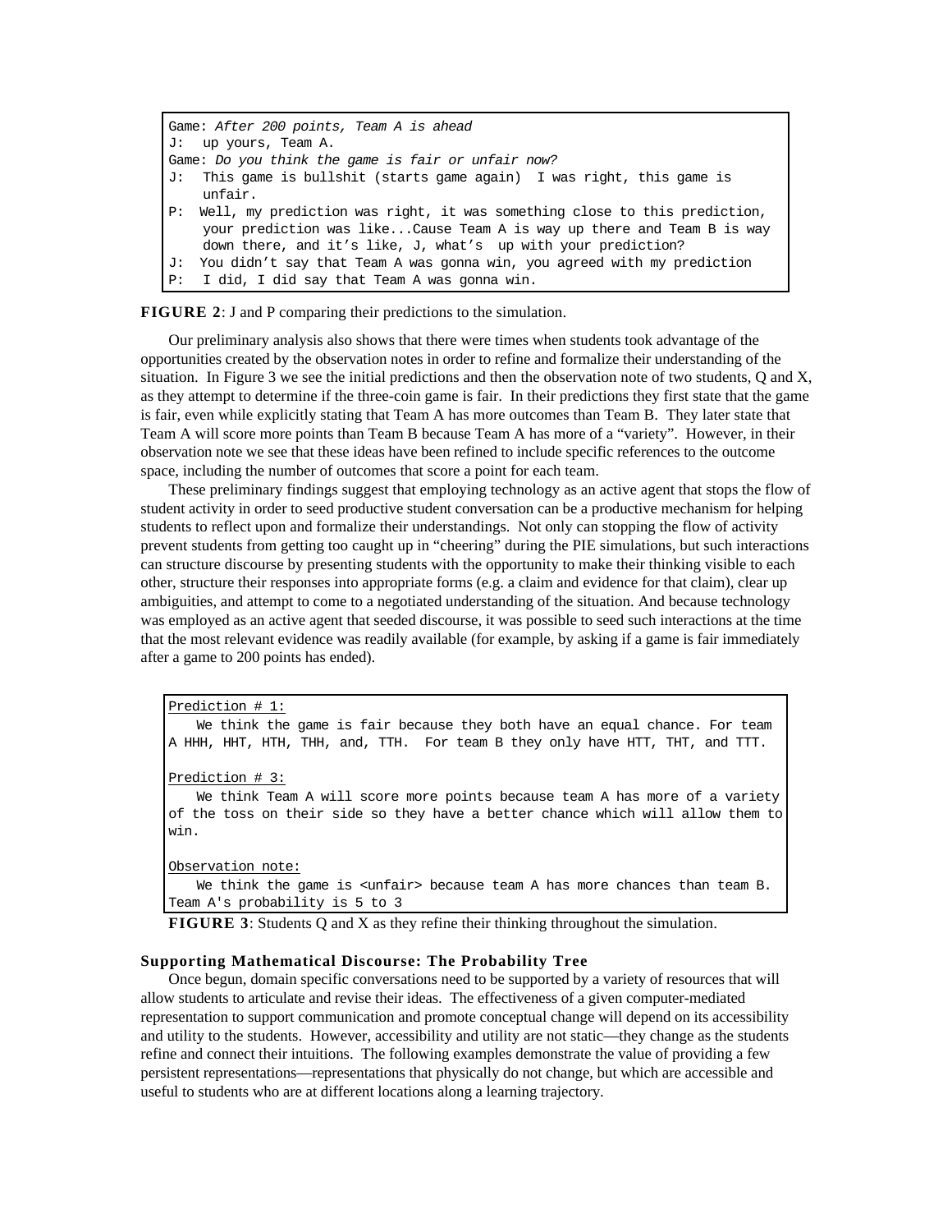```
Game: After 200 points, Team A is ahead
J:  up yours, Team A.
Game: Do you think the game is fair or unfair now?
J:  This game is bullshit (starts game again)  I was right, this game is
    unfair.
P:  Well, my prediction was right, it was something close to this prediction,
    your prediction was like...Cause Team A is way up there and Team B is way
    down there, and it's like, J, what's  up with your prediction?
J:  You didn't say that Team A was gonna win, you agreed with my prediction
P:  I did, I did say that Team A was gonna win.
```

**FIGURE 2**: J and P comparing their predictions to the simulation.

Our preliminary analysis also shows that there were times when students took advantage of the opportunities created by the observation notes in order to refine and formalize their understanding of the situation. In Figure 3 we see the initial predictions and then the observation note of two students, Q and X, as they attempt to determine if the three-coin game is fair. In their predictions they first state that the game is fair, even while explicitly stating that Team A has more outcomes than Team B. They later state that Team A will score more points than Team B because Team A has more of a "variety". However, in their observation note we see that these ideas have been refined to include specific references to the outcome space, including the number of outcomes that score a point for each team.

These preliminary findings suggest that employing technology as an active agent that stops the flow of student activity in order to seed productive student conversation can be a productive mechanism for helping students to reflect upon and formalize their understandings. Not only can stopping the flow of activity prevent students from getting too caught up in "cheering" during the PIE simulations, but such interactions can structure discourse by presenting students with the opportunity to make their thinking visible to each other, structure their responses into appropriate forms (e.g. a claim and evidence for that claim), clear up ambiguities, and attempt to come to a negotiated understanding of the situation. And because technology was employed as an active agent that seeded discourse, it was possible to seed such interactions at the time that the most relevant evidence was readily available (for example, by asking if a game is fair immediately after a game to 200 points has ended).

```
Prediction # 1:
   We think the game is fair because they both have an equal chance. For team
A HHH, HHT, HTH, THH, and, TTH.  For team B they only have HTT, THT, and TTT.

Prediction # 3:
   We think Team A will score more points because team A has more of a variety
of the toss on their side so they have a better chance which will allow them to
win.

Observation note:
   We think the game is <unfair> because team A has more chances than team B.
Team A's probability is 5 to 3
```

**FIGURE 3**: Students Q and X as they refine their thinking throughout the simulation.

### Supporting Mathematical Discourse: The Probability Tree

Once begun, domain specific conversations need to be supported by a variety of resources that will allow students to articulate and revise their ideas. The effectiveness of a given computer-mediated representation to support communication and promote conceptual change will depend on its accessibility and utility to the students. However, accessibility and utility are not static—they change as the students refine and connect their intuitions. The following examples demonstrate the value of providing a few persistent representations—representations that physically do not change, but which are accessible and useful to students who are at different locations along a learning trajectory.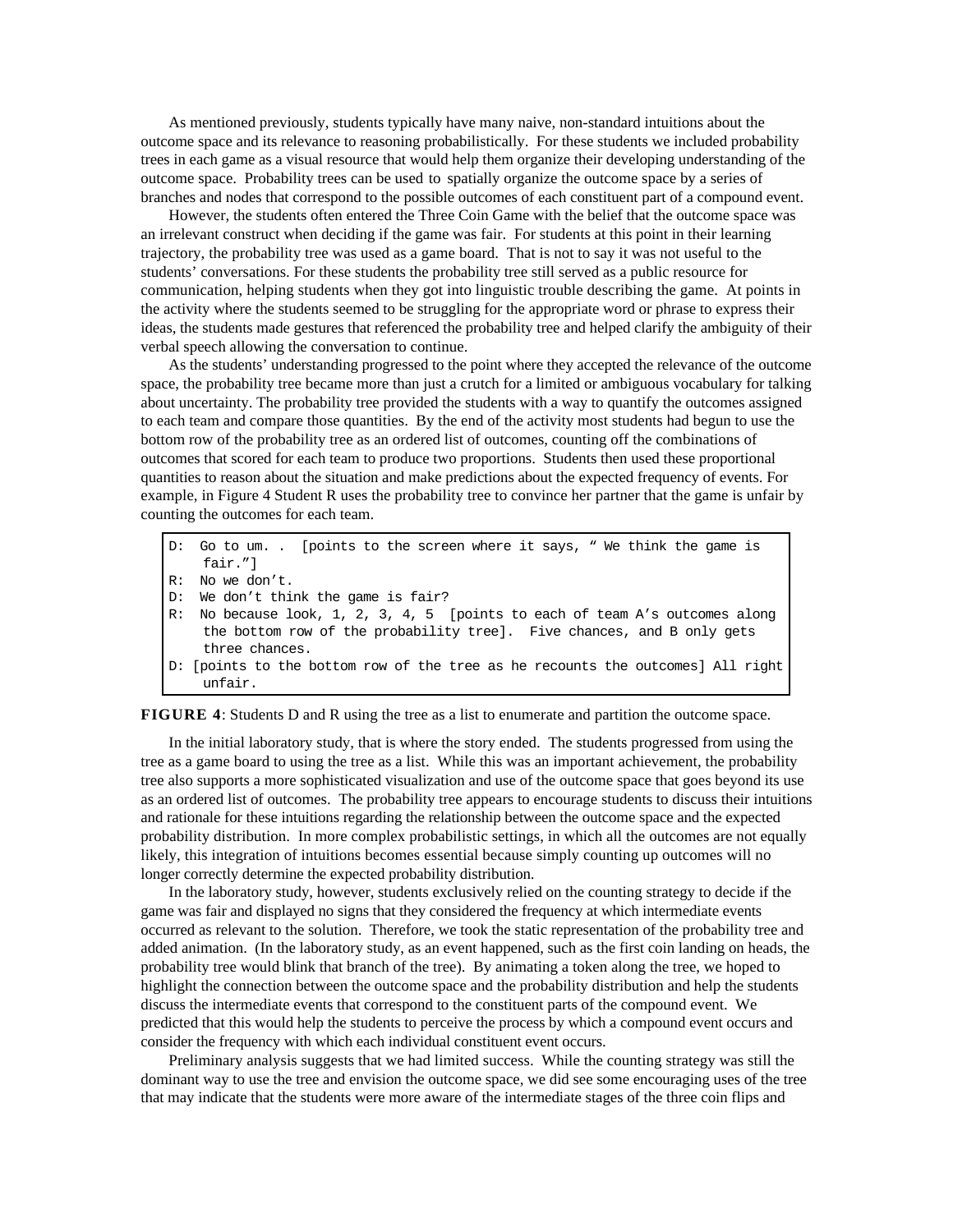As mentioned previously, students typically have many naive, non-standard intuitions about the outcome space and its relevance to reasoning probabilistically. For these students we included probability trees in each game as a visual resource that would help them organize their developing understanding of the outcome space. Probability trees can be used to spatially organize the outcome space by a series of branches and nodes that correspond to the possible outcomes of each constituent part of a compound event.

However, the students often entered the Three Coin Game with the belief that the outcome space was an irrelevant construct when deciding if the game was fair. For students at this point in their learning trajectory, the probability tree was used as a game board. That is not to say it was not useful to the students' conversations. For these students the probability tree still served as a public resource for communication, helping students when they got into linguistic trouble describing the game. At points in the activity where the students seemed to be struggling for the appropriate word or phrase to express their ideas, the students made gestures that referenced the probability tree and helped clarify the ambiguity of their verbal speech allowing the conversation to continue.

As the students' understanding progressed to the point where they accepted the relevance of the outcome space, the probability tree became more than just a crutch for a limited or ambiguous vocabulary for talking about uncertainty. The probability tree provided the students with a way to quantify the outcomes assigned to each team and compare those quantities. By the end of the activity most students had begun to use the bottom row of the probability tree as an ordered list of outcomes, counting off the combinations of outcomes that scored for each team to produce two proportions. Students then used these proportional quantities to reason about the situation and make predictions about the expected frequency of events. For example, in Figure 4 Student R uses the probability tree to convince her partner that the game is unfair by counting the outcomes for each team.

```
D:  Go to um. .  [points to the screen where it says, " We think the game is
    fair."]
R:  No we don't.
D:  We don't think the game is fair?
R:  No because look, 1, 2, 3, 4, 5  [points to each of team A's outcomes along
    the bottom row of the probability tree].  Five chances, and B only gets
    three chances.
D: [points to the bottom row of the tree as he recounts the outcomes] All right
    unfair.
```

**FIGURE 4**: Students D and R using the tree as a list to enumerate and partition the outcome space.

In the initial laboratory study, that is where the story ended. The students progressed from using the tree as a game board to using the tree as a list. While this was an important achievement, the probability tree also supports a more sophisticated visualization and use of the outcome space that goes beyond its use as an ordered list of outcomes. The probability tree appears to encourage students to discuss their intuitions and rationale for these intuitions regarding the relationship between the outcome space and the expected probability distribution. In more complex probabilistic settings, in which all the outcomes are not equally likely, this integration of intuitions becomes essential because simply counting up outcomes will no longer correctly determine the expected probability distribution.

In the laboratory study, however, students exclusively relied on the counting strategy to decide if the game was fair and displayed no signs that they considered the frequency at which intermediate events occurred as relevant to the solution. Therefore, we took the static representation of the probability tree and added animation. (In the laboratory study, as an event happened, such as the first coin landing on heads, the probability tree would blink that branch of the tree). By animating a token along the tree, we hoped to highlight the connection between the outcome space and the probability distribution and help the students discuss the intermediate events that correspond to the constituent parts of the compound event. We predicted that this would help the students to perceive the process by which a compound event occurs and consider the frequency with which each individual constituent event occurs.

Preliminary analysis suggests that we had limited success. While the counting strategy was still the dominant way to use the tree and envision the outcome space, we did see some encouraging uses of the tree that may indicate that the students were more aware of the intermediate stages of the three coin flips and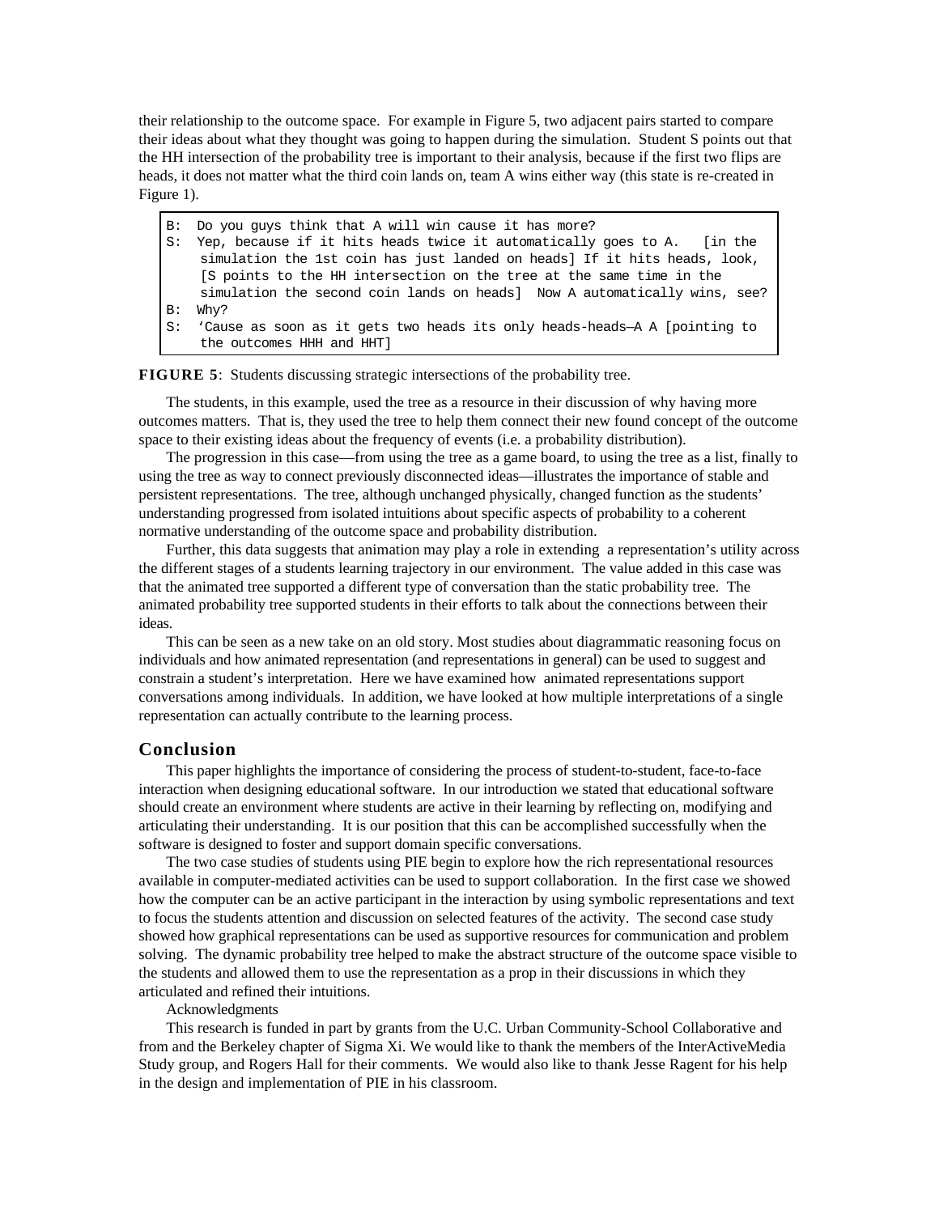their relationship to the outcome space. For example in Figure 5, two adjacent pairs started to compare their ideas about what they thought was going to happen during the simulation. Student S points out that the HH intersection of the probability tree is important to their analysis, because if the first two flips are heads, it does not matter what the third coin lands on, team A wins either way (this state is re-created in Figure 1).

```
B:  Do you guys think that A will win cause it has more?
S:  Yep, because if it hits heads twice it automatically goes to A.   [in the
    simulation the 1st coin has just landed on heads] If it hits heads, look,
    [S points to the HH intersection on the tree at the same time in the
    simulation the second coin lands on heads]  Now A automatically wins, see?
B:  Why?
S:  'Cause as soon as it gets two heads its only heads-heads—A A [pointing to
    the outcomes HHH and HHT]
```

**FIGURE 5**: Students discussing strategic intersections of the probability tree.

The students, in this example, used the tree as a resource in their discussion of why having more outcomes matters. That is, they used the tree to help them connect their new found concept of the outcome space to their existing ideas about the frequency of events (i.e. a probability distribution).

The progression in this case—from using the tree as a game board, to using the tree as a list, finally to using the tree as way to connect previously disconnected ideas—illustrates the importance of stable and persistent representations. The tree, although unchanged physically, changed function as the students' understanding progressed from isolated intuitions about specific aspects of probability to a coherent normative understanding of the outcome space and probability distribution.

Further, this data suggests that animation may play a role in extending a representation's utility across the different stages of a students learning trajectory in our environment. The value added in this case was that the animated tree supported a different type of conversation than the static probability tree. The animated probability tree supported students in their efforts to talk about the connections between their ideas.

This can be seen as a new take on an old story. Most studies about diagrammatic reasoning focus on individuals and how animated representation (and representations in general) can be used to suggest and constrain a student's interpretation. Here we have examined how animated representations support conversations among individuals. In addition, we have looked at how multiple interpretations of a single representation can actually contribute to the learning process.

## Conclusion

This paper highlights the importance of considering the process of student-to-student, face-to-face interaction when designing educational software. In our introduction we stated that educational software should create an environment where students are active in their learning by reflecting on, modifying and articulating their understanding. It is our position that this can be accomplished successfully when the software is designed to foster and support domain specific conversations.

The two case studies of students using PIE begin to explore how the rich representational resources available in computer-mediated activities can be used to support collaboration. In the first case we showed how the computer can be an active participant in the interaction by using symbolic representations and text to focus the students attention and discussion on selected features of the activity. The second case study showed how graphical representations can be used as supportive resources for communication and problem solving. The dynamic probability tree helped to make the abstract structure of the outcome space visible to the students and allowed them to use the representation as a prop in their discussions in which they articulated and refined their intuitions.

Acknowledgments

This research is funded in part by grants from the U.C. Urban Community-School Collaborative and from and the Berkeley chapter of Sigma Xi. We would like to thank the members of the InterActiveMedia Study group, and Rogers Hall for their comments. We would also like to thank Jesse Ragent for his help in the design and implementation of PIE in his classroom.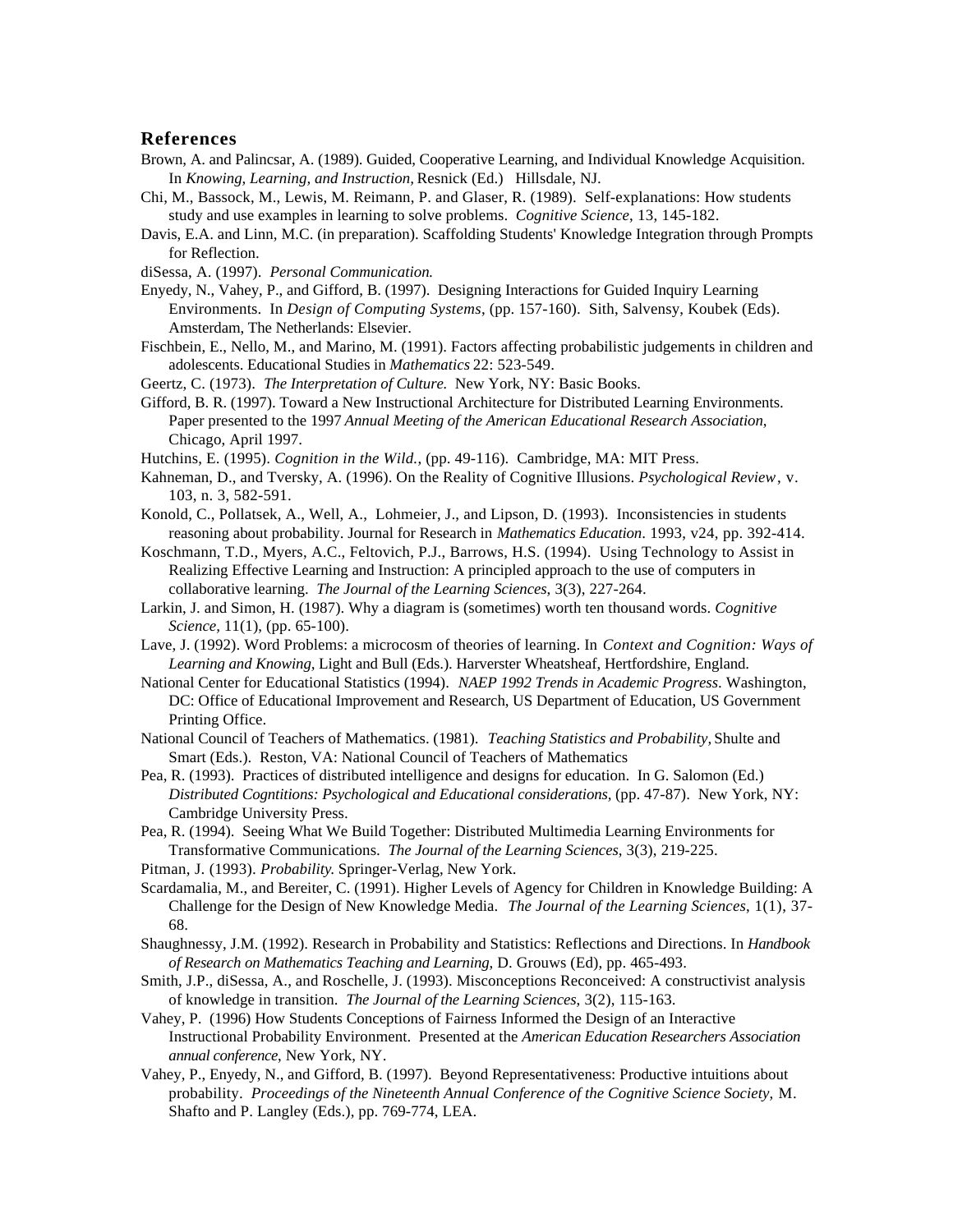## References

Brown, A. and Palincsar, A. (1989). Guided, Cooperative Learning, and Individual Knowledge Acquisition. In *Knowing, Learning, and Instruction,* Resnick (Ed.) Hillsdale, NJ.

Chi, M., Bassock, M., Lewis, M. Reimann, P. and Glaser, R. (1989). Self-explanations: How students study and use examples in learning to solve problems. *Cognitive Science*, 13, 145-182.

Davis, E.A. and Linn, M.C. (in preparation). Scaffolding Students' Knowledge Integration through Prompts for Reflection.

diSessa, A. (1997). *Personal Communication.*

Enyedy, N., Vahey, P., and Gifford, B. (1997). Designing Interactions for Guided Inquiry Learning Environments. In *Design of Computing Systems,* (pp. 157-160). Sith, Salvensy, Koubek (Eds). Amsterdam, The Netherlands: Elsevier.

Fischbein, E., Nello, M., and Marino, M. (1991). Factors affecting probabilistic judgements in children and adolescents. Educational Studies in *Mathematics* 22: 523-549.

Geertz, C. (1973). *The Interpretation of Culture.* New York, NY: Basic Books.

Gifford, B. R. (1997). Toward a New Instructional Architecture for Distributed Learning Environments. Paper presented to the 1997 *Annual Meeting of the American Educational Research Association*, Chicago, April 1997.

Hutchins, E. (1995). *Cognition in the Wild.*, (pp. 49-116). Cambridge, MA: MIT Press.

Kahneman, D., and Tversky, A. (1996). On the Reality of Cognitive Illusions. *Psychological Review*, v. 103, n. 3, 582-591.

Konold, C., Pollatsek, A., Well, A., Lohmeier, J., and Lipson, D. (1993). Inconsistencies in students reasoning about probability. Journal for Research in *Mathematics Education*. 1993, v24, pp. 392-414.

Koschmann, T.D., Myers, A.C., Feltovich, P.J., Barrows, H.S. (1994). Using Technology to Assist in Realizing Effective Learning and Instruction: A principled approach to the use of computers in collaborative learning. *The Journal of the Learning Sciences*, 3(3), 227-264.

Larkin, J. and Simon, H. (1987). Why a diagram is (sometimes) worth ten thousand words. *Cognitive Science,* 11(1), (pp. 65-100).

Lave, J. (1992). Word Problems: a microcosm of theories of learning. In *Context and Cognition: Ways of Learning and Knowing,* Light and Bull (Eds.). Harverster Wheatsheaf, Hertfordshire, England.

National Center for Educational Statistics (1994). *NAEP 1992 Trends in Academic Progress*. Washington, DC: Office of Educational Improvement and Research, US Department of Education, US Government Printing Office.

National Council of Teachers of Mathematics. (1981). *Teaching Statistics and Probability,* Shulte and Smart (Eds.). Reston, VA: National Council of Teachers of Mathematics

Pea, R. (1993). Practices of distributed intelligence and designs for education. In G. Salomon (Ed.) *Distributed Cogntitions: Psychological and Educational considerations,* (pp. 47-87). New York, NY: Cambridge University Press.

Pea, R. (1994). Seeing What We Build Together: Distributed Multimedia Learning Environments for Transformative Communications. *The Journal of the Learning Sciences*, 3(3), 219-225.

Pitman, J. (1993). *Probability.* Springer-Verlag, New York.

Scardamalia, M., and Bereiter, C. (1991). Higher Levels of Agency for Children in Knowledge Building: A Challenge for the Design of New Knowledge Media. *The Journal of the Learning Sciences*, 1(1), 37-68.

Shaughnessy, J.M. (1992). Research in Probability and Statistics: Reflections and Directions. In *Handbook of Research on Mathematics Teaching and Learning,* D. Grouws (Ed), pp. 465-493.

Smith, J.P., diSessa, A., and Roschelle, J. (1993). Misconceptions Reconceived: A constructivist analysis of knowledge in transition. *The Journal of the Learning Sciences*, 3(2), 115-163.

Vahey, P. (1996) How Students Conceptions of Fairness Informed the Design of an Interactive Instructional Probability Environment. Presented at the *American Education Researchers Association annual conference*, New York, NY.

Vahey, P., Enyedy, N., and Gifford, B. (1997). Beyond Representativeness: Productive intuitions about probability. *Proceedings of the Nineteenth Annual Conference of the Cognitive Science Society,* M. Shafto and P. Langley (Eds.), pp. 769-774, LEA.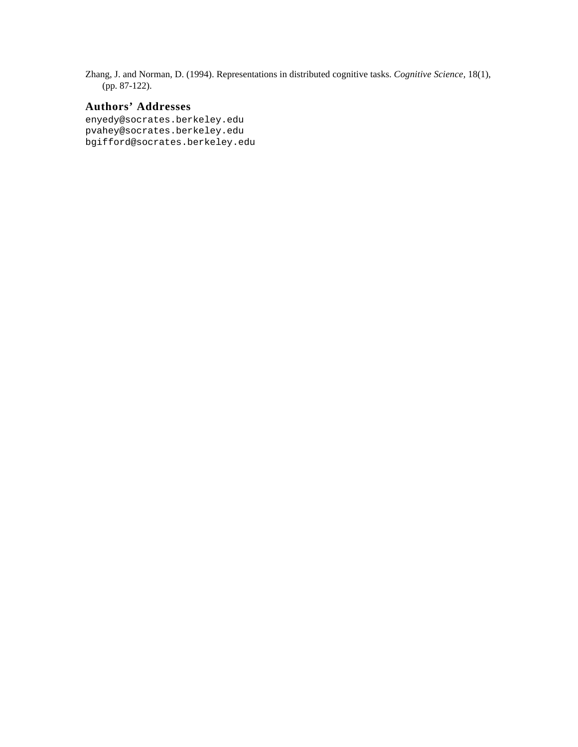Zhang, J. and Norman, D. (1994). Representations in distributed cognitive tasks. *Cognitive Science*, 18(1), (pp. 87-122).

## Authors' Addresses

enyedy@socrates.berkeley.edu
pvahey@socrates.berkeley.edu
bgifford@socrates.berkeley.edu